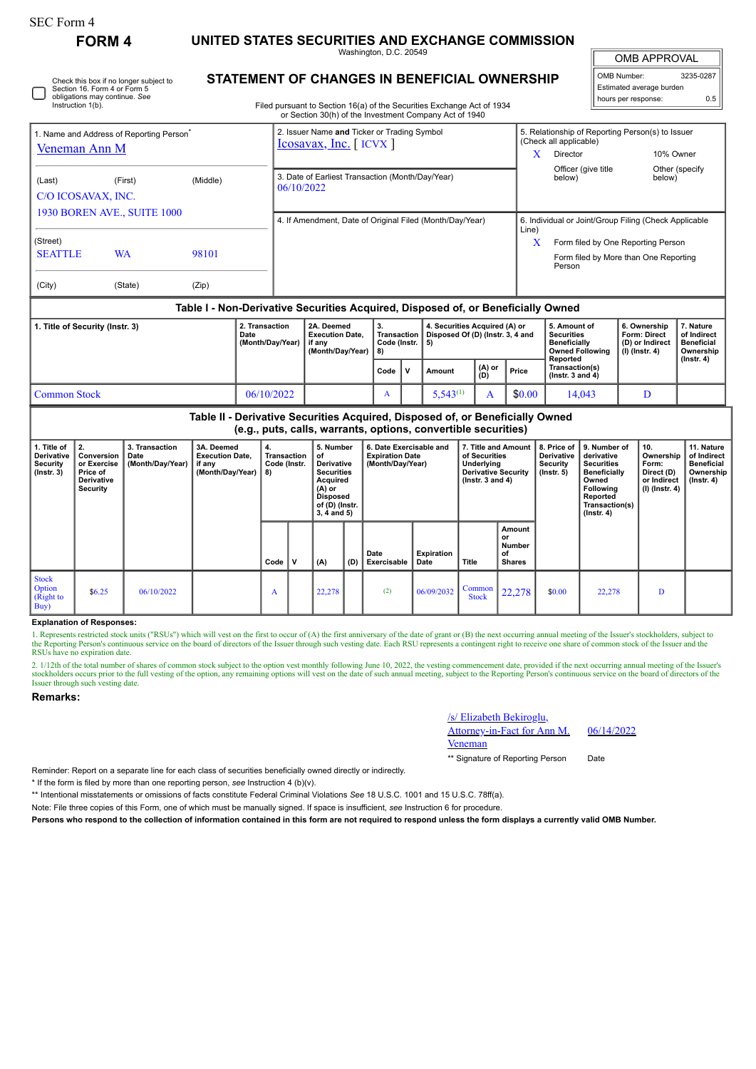SEC Form 4

# FORM 4

## UNITED STATES SECURITIES AND EXCHANGE COMMISSION

Washington, D.C. 20549

## STATEMENT OF CHANGES IN BENEFICIAL OWNERSHIP

Filed pursuant to Section 16(a) of the Securities Exchange Act of 1934 or Section 30(h) of the Investment Company Act of 1940

| OMB APPROVAL | |
|---|---|
| OMB Number: | 3235-0287 |
| Estimated average burden | |
| hours per response: | 0.5 |

☐ Check this box if no longer subject to Section 16. Form 4 or Form 5 obligations may continue. *See* Instruction 1(b).

1. Name and Address of Reporting Person*
Veneman Ann M

(Last) (First) (Middle)
C/O ICOSAVAX, INC.
1930 BOREN AVE., SUITE 1000

(Street)
SEATTLE WA 98101

(City) (State) (Zip)

2. Issuer Name **and** Ticker or Trading Symbol
Icosavax, Inc. [ ICVX ]

3. Date of Earliest Transaction (Month/Day/Year)
06/10/2022

4. If Amendment, Date of Original Filed (Month/Day/Year)

5. Relationship of Reporting Person(s) to Issuer (Check all applicable)
X Director
10% Owner
Officer (give title below)
Other (specify below)

6. Individual or Joint/Group Filing (Check Applicable Line)
X Form filed by One Reporting Person
Form filed by More than One Reporting Person

### Table I - Non-Derivative Securities Acquired, Disposed of, or Beneficially Owned

| 1. Title of Security (Instr. 3) | 2. Transaction Date (Month/Day/Year) | 2A. Deemed Execution Date, if any (Month/Day/Year) | 3. Transaction Code (Instr. 8) | | 4. Securities Acquired (A) or Disposed Of (D) (Instr. 3, 4 and 5) | | | 5. Amount of Securities Beneficially Owned Following Reported Transaction(s) (Instr. 3 and 4) | 6. Ownership Form: Direct (D) or Indirect (I) (Instr. 4) | 7. Nature of Indirect Beneficial Ownership (Instr. 4) |
|---|---|---|---|---|---|---|---|---|---|---|
| | | | Code | V | Amount | (A) or (D) | Price | | | |
| Common Stock | 06/10/2022 | | A | | 5,543[(1)] | A | $0.00 | 14,043 | D | |

### Table II - Derivative Securities Acquired, Disposed of, or Beneficially Owned (e.g., puts, calls, warrants, options, convertible securities)

| 1. Title of Derivative Security (Instr. 3) | 2. Conversion or Exercise Price of Derivative Security | 3. Transaction Date (Month/Day/Year) | 3A. Deemed Execution Date, if any (Month/Day/Year) | 4. Transaction Code (Instr. 8) | | 5. Number of Derivative Securities Acquired (A) or Disposed of (D) (Instr. 3, 4 and 5) | | 6. Date Exercisable and Expiration Date (Month/Day/Year) | | 7. Title and Amount of Securities Underlying Derivative Security (Instr. 3 and 4) | | 8. Price of Derivative Security (Instr. 5) | 9. Number of derivative Securities Beneficially Owned Following Reported Transaction(s) (Instr. 4) | 10. Ownership Form: Direct (D) or Indirect (I) (Instr. 4) | 11. Nature of Indirect Beneficial Ownership (Instr. 4) |
|---|---|---|---|---|---|---|---|---|---|---|---|---|---|---|---|
| | | | | Code | V | (A) | (D) | Date Exercisable | Expiration Date | Title | Amount or Number of Shares | | | | |
| Stock Option (Right to Buy) | $6.25 | 06/10/2022 | | A | | 22,278 | | (2) | 06/09/2032 | Common Stock | 22,278 | $0.00 | 22,278 | D | |

**Explanation of Responses:**

1. Represents restricted stock units ("RSUs") which will vest on the first to occur of (A) the first anniversary of the date of grant or (B) the next occurring annual meeting of the Issuer's stockholders, subject to the Reporting Person's continuous service on the board of directors of the Issuer through such vesting date. Each RSU represents a contingent right to receive one share of common stock of the Issuer and the RSUs have no expiration date.

2. 1/12th of the total number of shares of common stock subject to the option vest monthly following June 10, 2022, the vesting commencement date, provided if the next occurring annual meeting of the Issuer's stockholders occurs prior to the full vesting of the option, any remaining options will vest on the date of such annual meeting, subject to the Reporting Person's continuous service on the board of directors of the Issuer through such vesting date.

**Remarks:**

/s/ Elizabeth Bekiroglu, Attorney-in-Fact for Ann M. Veneman — 06/14/2022

** Signature of Reporting Person — Date

Reminder: Report on a separate line for each class of securities beneficially owned directly or indirectly.

* If the form is filed by more than one reporting person, *see* Instruction 4 (b)(v).

** Intentional misstatements or omissions of facts constitute Federal Criminal Violations *See* 18 U.S.C. 1001 and 15 U.S.C. 78ff(a).

Note: File three copies of this Form, one of which must be manually signed. If space is insufficient, *see* Instruction 6 for procedure.

**Persons who respond to the collection of information contained in this form are not required to respond unless the form displays a currently valid OMB Number.**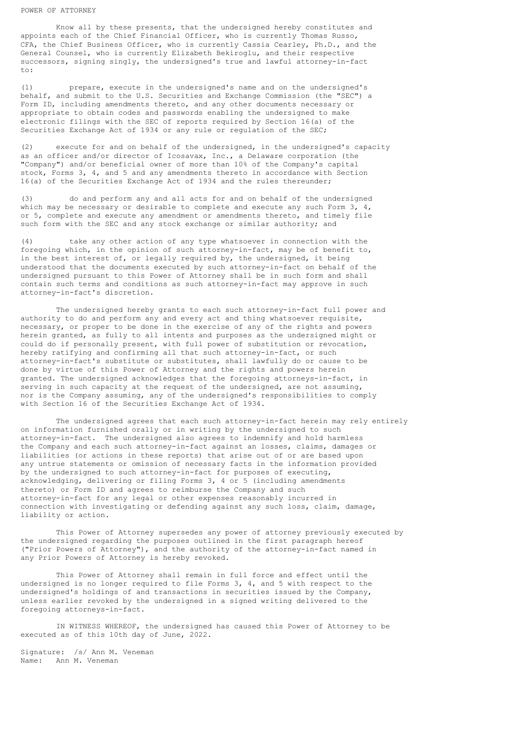# POWER OF ATTORNEY

Know all by these presents, that the undersigned hereby constitutes and appoints each of the Chief Financial Officer, who is currently Thomas Russo, CFA, the Chief Business Officer, who is currently Cassia Cearley, Ph.D., and the General Counsel, who is currently Elizabeth Bekiroglu, and their respective successors, signing singly, the undersigned's true and lawful attorney-in-fact to:

(1) prepare, execute in the undersigned's name and on the undersigned's behalf, and submit to the U.S. Securities and Exchange Commission (the "SEC") a Form ID, including amendments thereto, and any other documents necessary or appropriate to obtain codes and passwords enabling the undersigned to make electronic filings with the SEC of reports required by Section 16(a) of the Securities Exchange Act of 1934 or any rule or regulation of the SEC;

(2) execute for and on behalf of the undersigned, in the undersigned's capacity as an officer and/or director of Icosavax, Inc., a Delaware corporation (the "Company") and/or beneficial owner of more than 10% of the Company's capital stock, Forms 3, 4, and 5 and any amendments thereto in accordance with Section 16(a) of the Securities Exchange Act of 1934 and the rules thereunder;

(3) do and perform any and all acts for and on behalf of the undersigned which may be necessary or desirable to complete and execute any such Form 3, 4, or 5, complete and execute any amendment or amendments thereto, and timely file such form with the SEC and any stock exchange or similar authority; and

(4) take any other action of any type whatsoever in connection with the foregoing which, in the opinion of such attorney-in-fact, may be of benefit to, in the best interest of, or legally required by, the undersigned, it being understood that the documents executed by such attorney-in-fact on behalf of the undersigned pursuant to this Power of Attorney shall be in such form and shall contain such terms and conditions as such attorney-in-fact may approve in such attorney-in-fact's discretion.

The undersigned hereby grants to each such attorney-in-fact full power and authority to do and perform any and every act and thing whatsoever requisite, necessary, or proper to be done in the exercise of any of the rights and powers herein granted, as fully to all intents and purposes as the undersigned might or could do if personally present, with full power of substitution or revocation, hereby ratifying and confirming all that such attorney-in-fact, or such attorney-in-fact's substitute or substitutes, shall lawfully do or cause to be done by virtue of this Power of Attorney and the rights and powers herein granted. The undersigned acknowledges that the foregoing attorneys-in-fact, in serving in such capacity at the request of the undersigned, are not assuming, nor is the Company assuming, any of the undersigned's responsibilities to comply with Section 16 of the Securities Exchange Act of 1934.

The undersigned agrees that each such attorney-in-fact herein may rely entirely on information furnished orally or in writing by the undersigned to such attorney-in-fact. The undersigned also agrees to indemnify and hold harmless the Company and each such attorney-in-fact against an losses, claims, damages or liabilities (or actions in these reports) that arise out of or are based upon any untrue statements or omission of necessary facts in the information provided by the undersigned to such attorney-in-fact for purposes of executing, acknowledging, delivering or filing Forms 3, 4 or 5 (including amendments thereto) or Form ID and agrees to reimburse the Company and such attorney-in-fact for any legal or other expenses reasonably incurred in connection with investigating or defending against any such loss, claim, damage, liability or action.

This Power of Attorney supersedes any power of attorney previously executed by the undersigned regarding the purposes outlined in the first paragraph hereof ("Prior Powers of Attorney"), and the authority of the attorney-in-fact named in any Prior Powers of Attorney is hereby revoked.

This Power of Attorney shall remain in full force and effect until the undersigned is no longer required to file Forms 3, 4, and 5 with respect to the undersigned's holdings of and transactions in securities issued by the Company, unless earlier revoked by the undersigned in a signed writing delivered to the foregoing attorneys-in-fact.

IN WITNESS WHEREOF, the undersigned has caused this Power of Attorney to be executed as of this 10th day of June, 2022.

Signature: /s/ Ann M. Veneman
Name: Ann M. Veneman